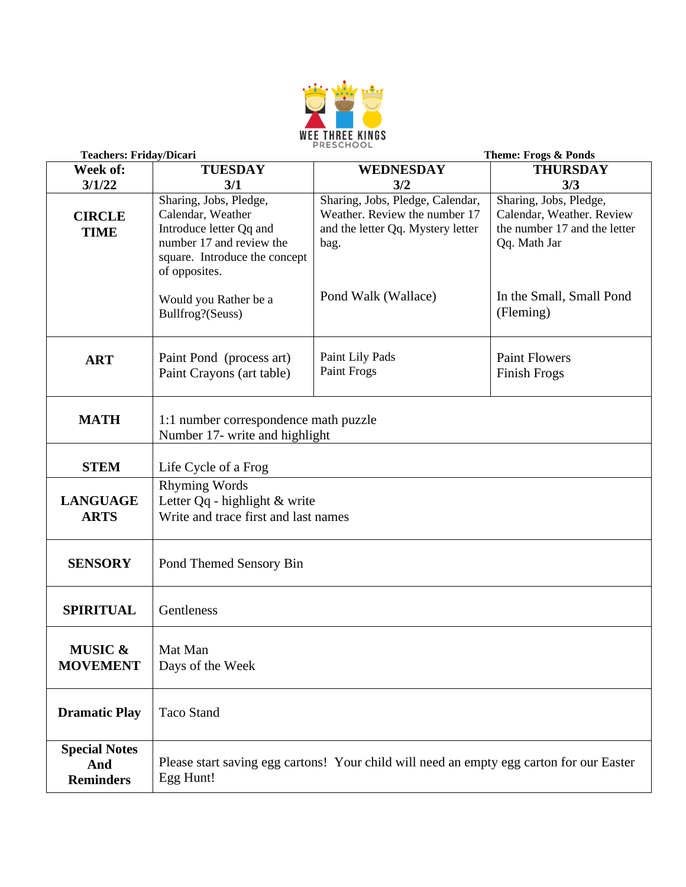# WEE THREE KINGS PRESCHOOL

**Teachers: Friday/Dicari** **Theme: Frogs & Ponds**

| Week of: 3/1/22 | TUESDAY 3/1 | WEDNESDAY 3/2 | THURSDAY 3/3 |
|---|---|---|---|
| **CIRCLE TIME** | Sharing, Jobs, Pledge, Calendar, Weather Introduce letter Qq and number 17 and review the square. Introduce the concept of opposites.<br><br>Would you Rather be a Bullfrog?(Seuss) | Sharing, Jobs, Pledge, Calendar, Weather. Review the number 17 and the letter Qq. Mystery letter bag.<br><br>Pond Walk (Wallace) | Sharing, Jobs, Pledge, Calendar, Weather. Review the number 17 and the letter Qq. Math Jar<br><br>In the Small, Small Pond (Fleming) |
| **ART** | Paint Pond (process art)<br>Paint Crayons (art table) | Paint Lily Pads<br>Paint Frogs | Paint Flowers<br>Finish Frogs |
| **MATH** | 1:1 number correspondence math puzzle<br>Number 17- write and highlight | | |
| **STEM** | Life Cycle of a Frog | | |
| **LANGUAGE ARTS** | Rhyming Words<br>Letter Qq - highlight & write<br>Write and trace first and last names | | |
| **SENSORY** | Pond Themed Sensory Bin | | |
| **SPIRITUAL** | Gentleness | | |
| **MUSIC & MOVEMENT** | Mat Man<br>Days of the Week | | |
| **Dramatic Play** | Taco Stand | | |
| **Special Notes And Reminders** | Please start saving egg cartons! Your child will need an empty egg carton for our Easter Egg Hunt! | | |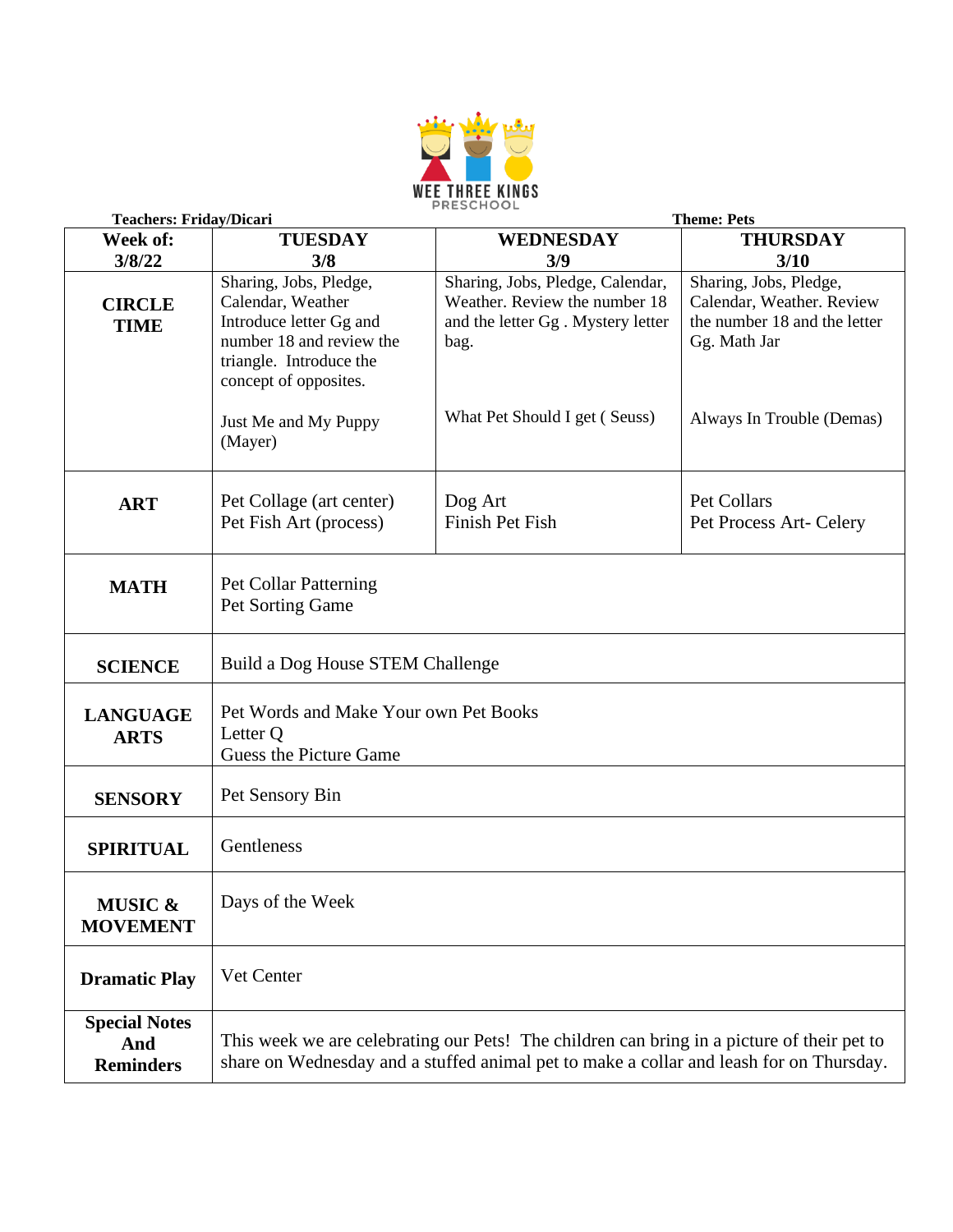WEE THREE KINGS
PRESCHOOL

**Teachers: Friday/Dicari** **Theme: Pets**

| **Week of: 3/8/22** | **TUESDAY 3/8** | **WEDNESDAY 3/9** | **THURSDAY 3/10** |
|---|---|---|---|
| **CIRCLE TIME** | Sharing, Jobs, Pledge, Calendar, Weather Introduce letter Gg and number 18 and review the triangle. Introduce the concept of opposites.<br><br>Just Me and My Puppy (Mayer) | Sharing, Jobs, Pledge, Calendar, Weather. Review the number 18 and the letter Gg . Mystery letter bag.<br><br>What Pet Should I get ( Seuss) | Sharing, Jobs, Pledge, Calendar, Weather. Review the number 18 and the letter Gg. Math Jar<br><br>Always In Trouble (Demas) |
| **ART** | Pet Collage (art center)<br>Pet Fish Art (process) | Dog Art<br>Finish Pet Fish | Pet Collars<br>Pet Process Art- Celery |
| **MATH** | Pet Collar Patterning<br>Pet Sorting Game | | |
| **SCIENCE** | Build a Dog House STEM Challenge | | |
| **LANGUAGE ARTS** | Pet Words and Make Your own Pet Books<br>Letter Q<br>Guess the Picture Game | | |
| **SENSORY** | Pet Sensory Bin | | |
| **SPIRITUAL** | Gentleness | | |
| **MUSIC & MOVEMENT** | Days of the Week | | |
| **Dramatic Play** | Vet Center | | |
| **Special Notes And Reminders** | This week we are celebrating our Pets! The children can bring in a picture of their pet to share on Wednesday and a stuffed animal pet to make a collar and leash for on Thursday. | | |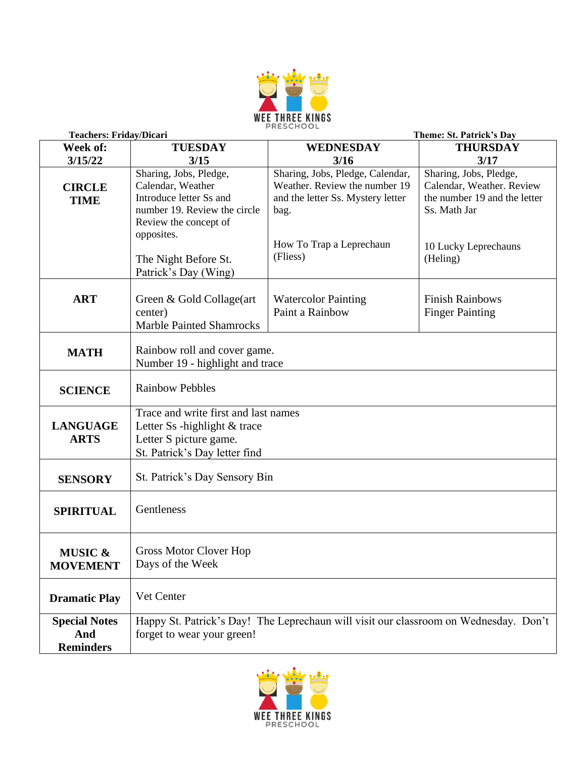WEE THREE KINGS PRESCHOOL

**Teachers: Friday/Dicari** **Theme: St. Patrick's Day**

| Week of: 3/15/22 | TUESDAY 3/15 | WEDNESDAY 3/16 | THURSDAY 3/17 |
|---|---|---|---|
| **CIRCLE TIME** | Sharing, Jobs, Pledge, Calendar, Weather Introduce letter Ss and number 19. Review the circle Review the concept of opposites.<br><br>The Night Before St. Patrick's Day (Wing) | Sharing, Jobs, Pledge, Calendar, Weather. Review the number 19 and the letter Ss. Mystery letter bag.<br><br>How To Trap a Leprechaun (Fliess) | Sharing, Jobs, Pledge, Calendar, Weather. Review the number 19 and the letter Ss. Math Jar<br><br>10 Lucky Leprechauns (Heling) |
| **ART** | Green & Gold Collage(art center)<br>Marble Painted Shamrocks | Watercolor Painting<br>Paint a Rainbow | Finish Rainbows<br>Finger Painting |
| **MATH** | Rainbow roll and cover game.<br>Number 19 - highlight and trace | | |
| **SCIENCE** | Rainbow Pebbles | | |
| **LANGUAGE ARTS** | Trace and write first and last names<br>Letter Ss -highlight & trace<br>Letter S picture game.<br>St. Patrick's Day letter find | | |
| **SENSORY** | St. Patrick's Day Sensory Bin | | |
| **SPIRITUAL** | Gentleness | | |
| **MUSIC & MOVEMENT** | Gross Motor Clover Hop<br>Days of the Week | | |
| **Dramatic Play** | Vet Center | | |
| **Special Notes And Reminders** | Happy St. Patrick's Day! The Leprechaun will visit our classroom on Wednesday. Don't forget to wear your green! | | |

WEE THREE KINGS PRESCHOOL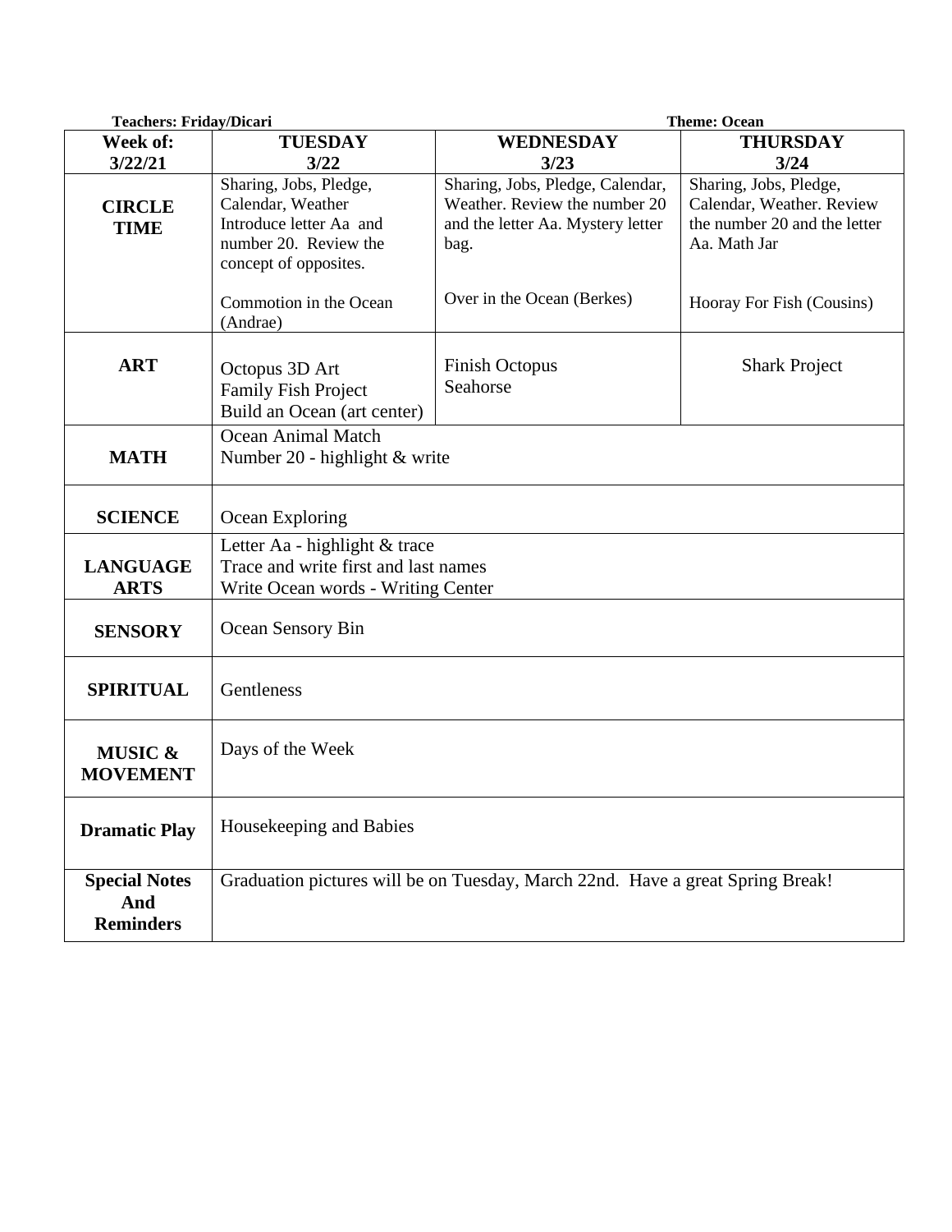**Teachers: Friday/Dicari** **Theme: Ocean**

| Week of: 3/22/21 | TUESDAY 3/22 | WEDNESDAY 3/23 | THURSDAY 3/24 |
|---|---|---|---|
| **CIRCLE TIME** | Sharing, Jobs, Pledge, Calendar, Weather Introduce letter Aa and number 20. Review the concept of opposites.<br><br>Commotion in the Ocean (Andrae) | Sharing, Jobs, Pledge, Calendar, Weather. Review the number 20 and the letter Aa. Mystery letter bag.<br><br>Over in the Ocean (Berkes) | Sharing, Jobs, Pledge, Calendar, Weather. Review the number 20 and the letter Aa. Math Jar<br><br>Hooray For Fish (Cousins) |
| **ART** | Octopus 3D Art<br>Family Fish Project<br>Build an Ocean (art center) | Finish Octopus<br>Seahorse | Shark Project |
| **MATH** | Ocean Animal Match<br>Number 20 - highlight & write | | |
| **SCIENCE** | Ocean Exploring | | |
| **LANGUAGE ARTS** | Letter Aa - highlight & trace<br>Trace and write first and last names<br>Write Ocean words - Writing Center | | |
| **SENSORY** | Ocean Sensory Bin | | |
| **SPIRITUAL** | Gentleness | | |
| **MUSIC & MOVEMENT** | Days of the Week | | |
| **Dramatic Play** | Housekeeping and Babies | | |
| **Special Notes And Reminders** | Graduation pictures will be on Tuesday, March 22nd. Have a great Spring Break! | | |